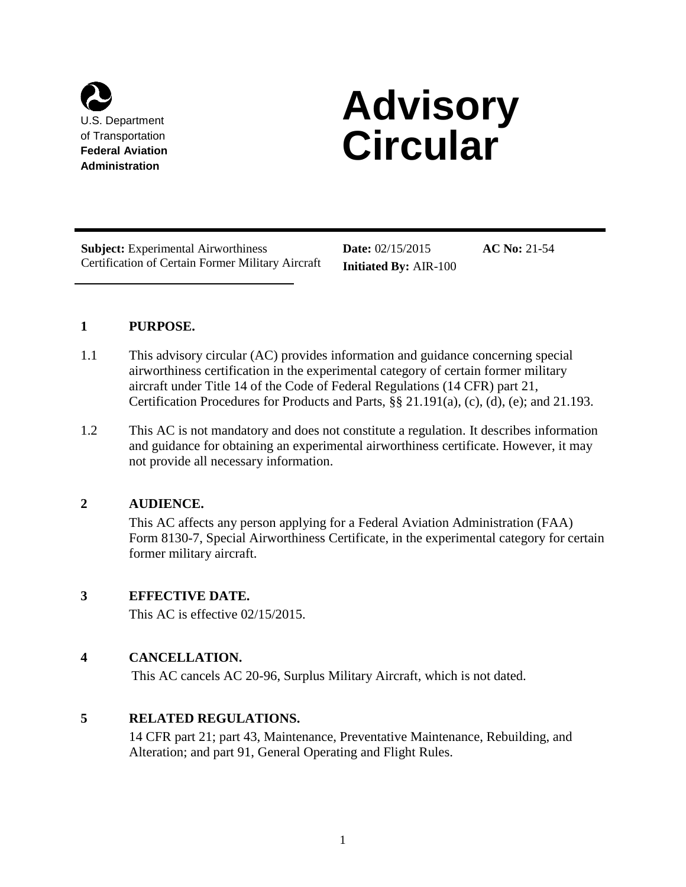U.S. Department of Transportation
**Federal Aviation Administration**

# Advisory Circular

**Subject:** Experimental Airworthiness Certification of Certain Former Military Aircraft

**Date:** 02/15/2015

**Initiated By:** AIR-100

**AC No:** 21-54

## 1 PURPOSE.

1.1 This advisory circular (AC) provides information and guidance concerning special airworthiness certification in the experimental category of certain former military aircraft under Title 14 of the Code of Federal Regulations (14 CFR) part 21, Certification Procedures for Products and Parts, §§ 21.191(a), (c), (d), (e); and 21.193.

1.2 This AC is not mandatory and does not constitute a regulation. It describes information and guidance for obtaining an experimental airworthiness certificate. However, it may not provide all necessary information.

## 2 AUDIENCE.

This AC affects any person applying for a Federal Aviation Administration (FAA) Form 8130-7, Special Airworthiness Certificate, in the experimental category for certain former military aircraft.

## 3 EFFECTIVE DATE.

This AC is effective 02/15/2015.

## 4 CANCELLATION.

This AC cancels AC 20-96, Surplus Military Aircraft, which is not dated.

## 5 RELATED REGULATIONS.

14 CFR part 21; part 43, Maintenance, Preventative Maintenance, Rebuilding, and Alteration; and part 91, General Operating and Flight Rules.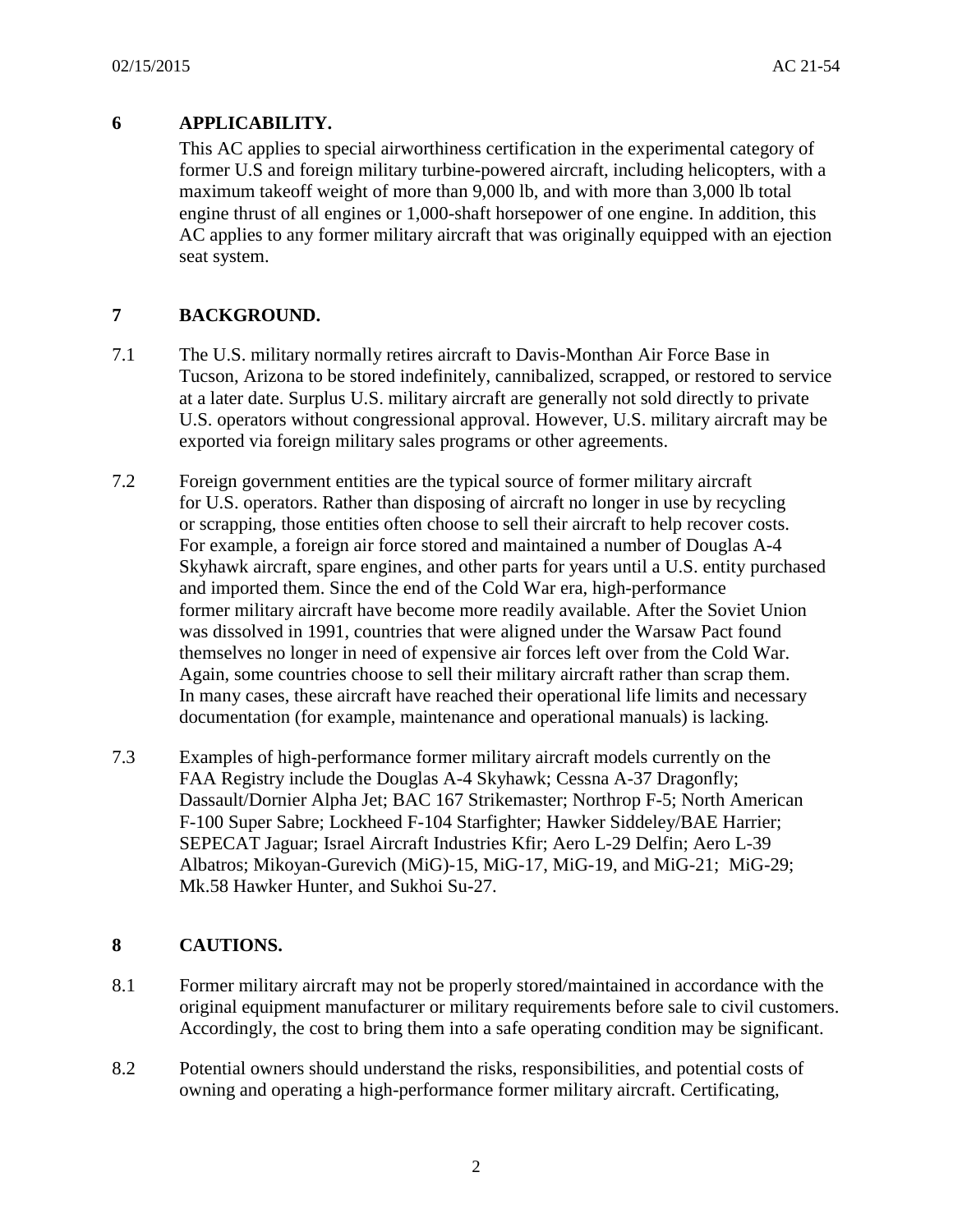## 6 APPLICABILITY.

This AC applies to special airworthiness certification in the experimental category of former U.S and foreign military turbine-powered aircraft, including helicopters, with a maximum takeoff weight of more than 9,000 lb, and with more than 3,000 lb total engine thrust of all engines or 1,000-shaft horsepower of one engine. In addition, this AC applies to any former military aircraft that was originally equipped with an ejection seat system.

## 7 BACKGROUND.

7.1 The U.S. military normally retires aircraft to Davis-Monthan Air Force Base in Tucson, Arizona to be stored indefinitely, cannibalized, scrapped, or restored to service at a later date. Surplus U.S. military aircraft are generally not sold directly to private U.S. operators without congressional approval. However, U.S. military aircraft may be exported via foreign military sales programs or other agreements.

7.2 Foreign government entities are the typical source of former military aircraft for U.S. operators. Rather than disposing of aircraft no longer in use by recycling or scrapping, those entities often choose to sell their aircraft to help recover costs. For example, a foreign air force stored and maintained a number of Douglas A-4 Skyhawk aircraft, spare engines, and other parts for years until a U.S. entity purchased and imported them. Since the end of the Cold War era, high-performance former military aircraft have become more readily available. After the Soviet Union was dissolved in 1991, countries that were aligned under the Warsaw Pact found themselves no longer in need of expensive air forces left over from the Cold War. Again, some countries choose to sell their military aircraft rather than scrap them. In many cases, these aircraft have reached their operational life limits and necessary documentation (for example, maintenance and operational manuals) is lacking.

7.3 Examples of high-performance former military aircraft models currently on the FAA Registry include the Douglas A-4 Skyhawk; Cessna A-37 Dragonfly; Dassault/Dornier Alpha Jet; BAC 167 Strikemaster; Northrop F-5; North American F-100 Super Sabre; Lockheed F-104 Starfighter; Hawker Siddeley/BAE Harrier; SEPECAT Jaguar; Israel Aircraft Industries Kfir; Aero L-29 Delfin; Aero L-39 Albatros; Mikoyan-Gurevich (MiG)-15, MiG-17, MiG-19, and MiG-21; MiG-29; Mk.58 Hawker Hunter, and Sukhoi Su-27.

## 8 CAUTIONS.

8.1 Former military aircraft may not be properly stored/maintained in accordance with the original equipment manufacturer or military requirements before sale to civil customers. Accordingly, the cost to bring them into a safe operating condition may be significant.

8.2 Potential owners should understand the risks, responsibilities, and potential costs of owning and operating a high-performance former military aircraft. Certificating,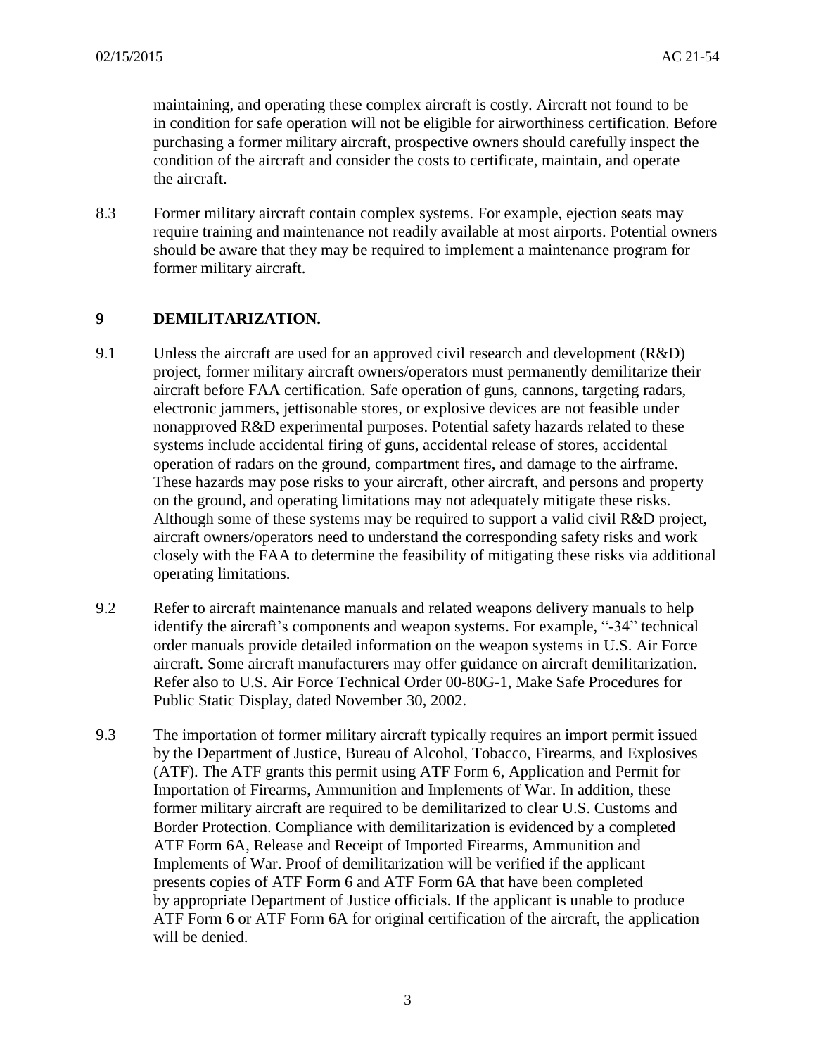maintaining, and operating these complex aircraft is costly. Aircraft not found to be in condition for safe operation will not be eligible for airworthiness certification. Before purchasing a former military aircraft, prospective owners should carefully inspect the condition of the aircraft and consider the costs to certificate, maintain, and operate the aircraft.

8.3 Former military aircraft contain complex systems. For example, ejection seats may require training and maintenance not readily available at most airports. Potential owners should be aware that they may be required to implement a maintenance program for former military aircraft.

## 9 DEMILITARIZATION.

9.1 Unless the aircraft are used for an approved civil research and development (R&D) project, former military aircraft owners/operators must permanently demilitarize their aircraft before FAA certification. Safe operation of guns, cannons, targeting radars, electronic jammers, jettisonable stores, or explosive devices are not feasible under nonapproved R&D experimental purposes. Potential safety hazards related to these systems include accidental firing of guns, accidental release of stores, accidental operation of radars on the ground, compartment fires, and damage to the airframe. These hazards may pose risks to your aircraft, other aircraft, and persons and property on the ground, and operating limitations may not adequately mitigate these risks. Although some of these systems may be required to support a valid civil R&D project, aircraft owners/operators need to understand the corresponding safety risks and work closely with the FAA to determine the feasibility of mitigating these risks via additional operating limitations.

9.2 Refer to aircraft maintenance manuals and related weapons delivery manuals to help identify the aircraft's components and weapon systems. For example, "-34" technical order manuals provide detailed information on the weapon systems in U.S. Air Force aircraft. Some aircraft manufacturers may offer guidance on aircraft demilitarization. Refer also to U.S. Air Force Technical Order 00-80G-1, Make Safe Procedures for Public Static Display, dated November 30, 2002.

9.3 The importation of former military aircraft typically requires an import permit issued by the Department of Justice, Bureau of Alcohol, Tobacco, Firearms, and Explosives (ATF). The ATF grants this permit using ATF Form 6, Application and Permit for Importation of Firearms, Ammunition and Implements of War. In addition, these former military aircraft are required to be demilitarized to clear U.S. Customs and Border Protection. Compliance with demilitarization is evidenced by a completed ATF Form 6A, Release and Receipt of Imported Firearms, Ammunition and Implements of War. Proof of demilitarization will be verified if the applicant presents copies of ATF Form 6 and ATF Form 6A that have been completed by appropriate Department of Justice officials. If the applicant is unable to produce ATF Form 6 or ATF Form 6A for original certification of the aircraft, the application will be denied.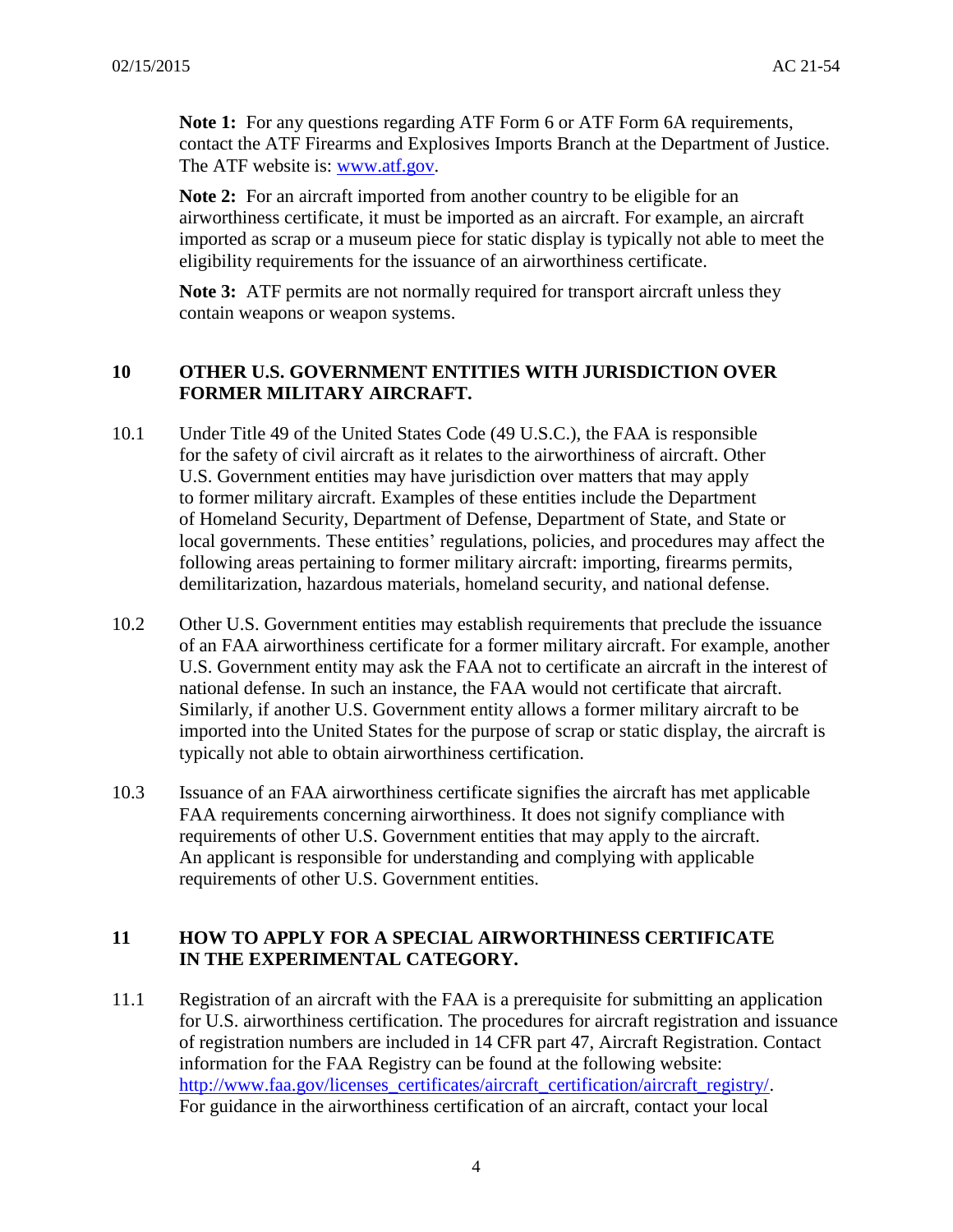**Note 1:** For any questions regarding ATF Form 6 or ATF Form 6A requirements, contact the ATF Firearms and Explosives Imports Branch at the Department of Justice. The ATF website is: [www.atf.gov](http://www.atf.gov).

**Note 2:** For an aircraft imported from another country to be eligible for an airworthiness certificate, it must be imported as an aircraft. For example, an aircraft imported as scrap or a museum piece for static display is typically not able to meet the eligibility requirements for the issuance of an airworthiness certificate.

**Note 3:** ATF permits are not normally required for transport aircraft unless they contain weapons or weapon systems.

## 10 OTHER U.S. GOVERNMENT ENTITIES WITH JURISDICTION OVER FORMER MILITARY AIRCRAFT.

10.1 Under Title 49 of the United States Code (49 U.S.C.), the FAA is responsible for the safety of civil aircraft as it relates to the airworthiness of aircraft. Other U.S. Government entities may have jurisdiction over matters that may apply to former military aircraft. Examples of these entities include the Department of Homeland Security, Department of Defense, Department of State, and State or local governments. These entities' regulations, policies, and procedures may affect the following areas pertaining to former military aircraft: importing, firearms permits, demilitarization, hazardous materials, homeland security, and national defense.

10.2 Other U.S. Government entities may establish requirements that preclude the issuance of an FAA airworthiness certificate for a former military aircraft. For example, another U.S. Government entity may ask the FAA not to certificate an aircraft in the interest of national defense. In such an instance, the FAA would not certificate that aircraft. Similarly, if another U.S. Government entity allows a former military aircraft to be imported into the United States for the purpose of scrap or static display, the aircraft is typically not able to obtain airworthiness certification.

10.3 Issuance of an FAA airworthiness certificate signifies the aircraft has met applicable FAA requirements concerning airworthiness. It does not signify compliance with requirements of other U.S. Government entities that may apply to the aircraft. An applicant is responsible for understanding and complying with applicable requirements of other U.S. Government entities.

## 11 HOW TO APPLY FOR A SPECIAL AIRWORTHINESS CERTIFICATE IN THE EXPERIMENTAL CATEGORY.

11.1 Registration of an aircraft with the FAA is a prerequisite for submitting an application for U.S. airworthiness certification. The procedures for aircraft registration and issuance of registration numbers are included in 14 CFR part 47, Aircraft Registration. Contact information for the FAA Registry can be found at the following website: [http://www.faa.gov/licenses_certificates/aircraft_certification/aircraft_registry/](http://www.faa.gov/licenses_certificates/aircraft_certification/aircraft_registry/). For guidance in the airworthiness certification of an aircraft, contact your local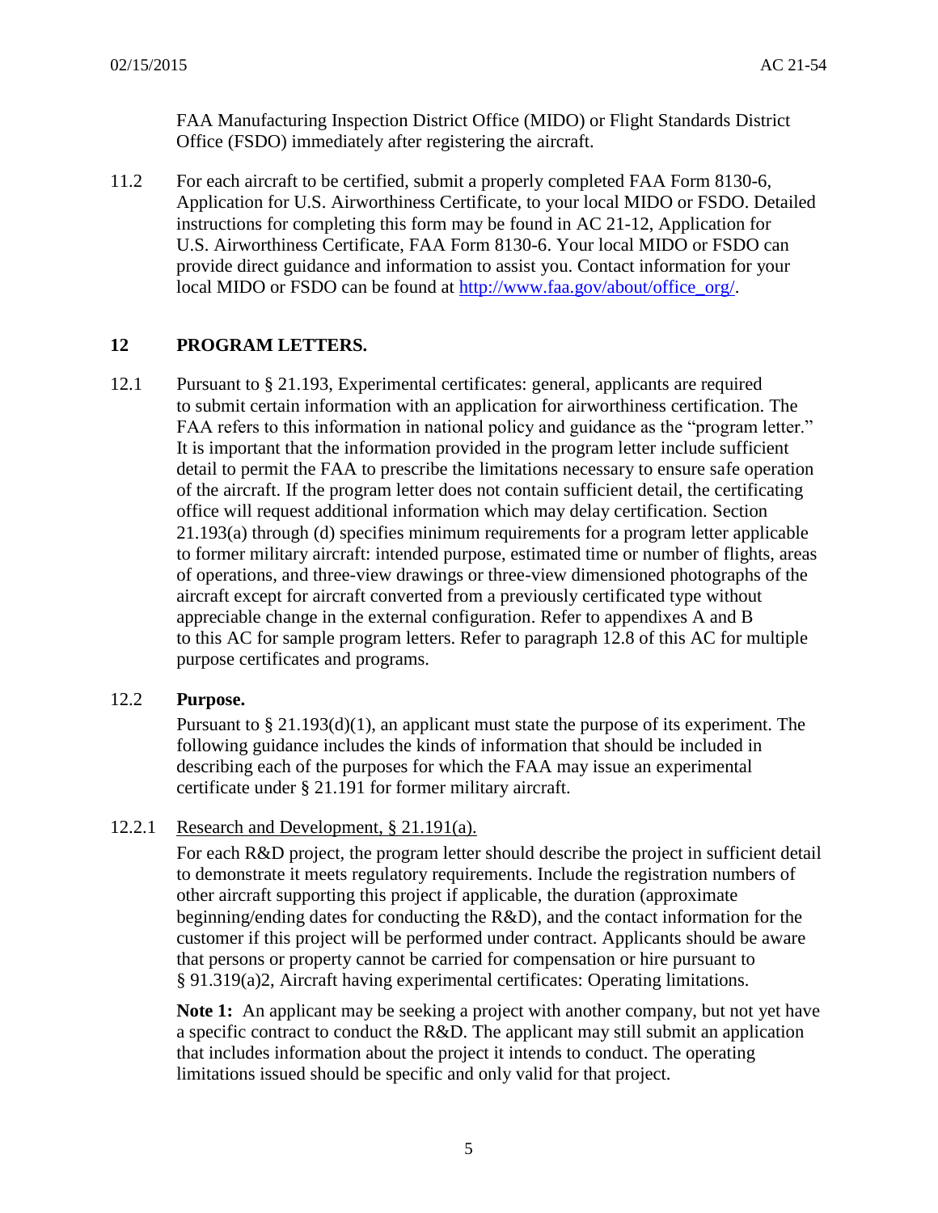FAA Manufacturing Inspection District Office (MIDO) or Flight Standards District Office (FSDO) immediately after registering the aircraft.

11.2 For each aircraft to be certified, submit a properly completed FAA Form 8130-6, Application for U.S. Airworthiness Certificate, to your local MIDO or FSDO. Detailed instructions for completing this form may be found in AC 21-12, Application for U.S. Airworthiness Certificate, FAA Form 8130-6. Your local MIDO or FSDO can provide direct guidance and information to assist you. Contact information for your local MIDO or FSDO can be found at http://www.faa.gov/about/office_org/.

## 12 PROGRAM LETTERS.

12.1 Pursuant to § 21.193, Experimental certificates: general, applicants are required to submit certain information with an application for airworthiness certification. The FAA refers to this information in national policy and guidance as the "program letter." It is important that the information provided in the program letter include sufficient detail to permit the FAA to prescribe the limitations necessary to ensure safe operation of the aircraft. If the program letter does not contain sufficient detail, the certificating office will request additional information which may delay certification. Section 21.193(a) through (d) specifies minimum requirements for a program letter applicable to former military aircraft: intended purpose, estimated time or number of flights, areas of operations, and three-view drawings or three-view dimensioned photographs of the aircraft except for aircraft converted from a previously certificated type without appreciable change in the external configuration. Refer to appendixes A and B to this AC for sample program letters. Refer to paragraph 12.8 of this AC for multiple purpose certificates and programs.

### 12.2 Purpose.

Pursuant to § 21.193(d)(1), an applicant must state the purpose of its experiment. The following guidance includes the kinds of information that should be included in describing each of the purposes for which the FAA may issue an experimental certificate under § 21.191 for former military aircraft.

#### 12.2.1 Research and Development, § 21.191(a).

For each R&D project, the program letter should describe the project in sufficient detail to demonstrate it meets regulatory requirements. Include the registration numbers of other aircraft supporting this project if applicable, the duration (approximate beginning/ending dates for conducting the R&D), and the contact information for the customer if this project will be performed under contract. Applicants should be aware that persons or property cannot be carried for compensation or hire pursuant to § 91.319(a)2, Aircraft having experimental certificates: Operating limitations.

**Note 1:** An applicant may be seeking a project with another company, but not yet have a specific contract to conduct the R&D. The applicant may still submit an application that includes information about the project it intends to conduct. The operating limitations issued should be specific and only valid for that project.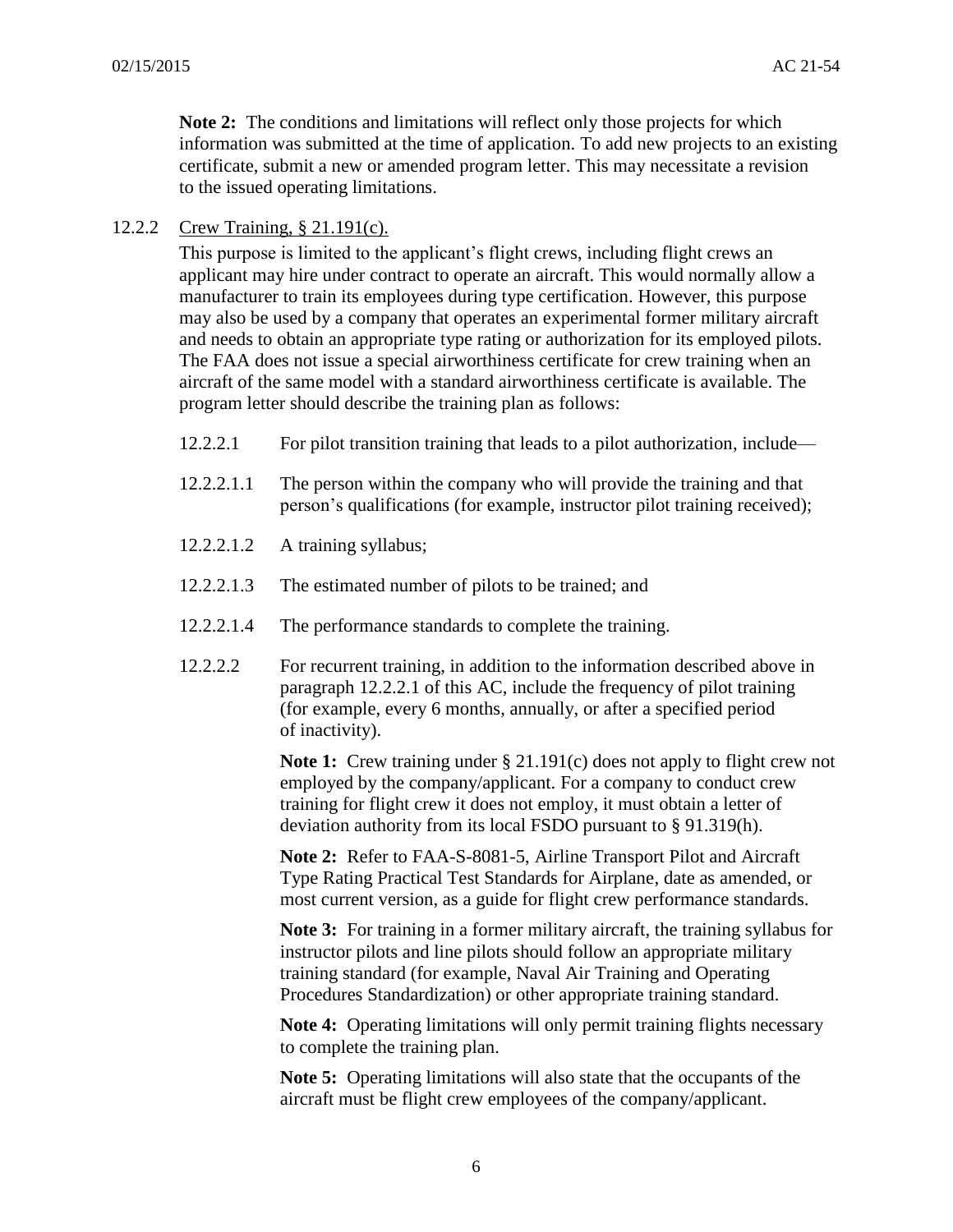**Note 2:** The conditions and limitations will reflect only those projects for which information was submitted at the time of application. To add new projects to an existing certificate, submit a new or amended program letter. This may necessitate a revision to the issued operating limitations.

12.2.2 Crew Training, § 21.191(c).

This purpose is limited to the applicant's flight crews, including flight crews an applicant may hire under contract to operate an aircraft. This would normally allow a manufacturer to train its employees during type certification. However, this purpose may also be used by a company that operates an experimental former military aircraft and needs to obtain an appropriate type rating or authorization for its employed pilots. The FAA does not issue a special airworthiness certificate for crew training when an aircraft of the same model with a standard airworthiness certificate is available. The program letter should describe the training plan as follows:

12.2.2.1 For pilot transition training that leads to a pilot authorization, include—

12.2.2.1.1 The person within the company who will provide the training and that person's qualifications (for example, instructor pilot training received);

12.2.2.1.2 A training syllabus;

12.2.2.1.3 The estimated number of pilots to be trained; and

12.2.2.1.4 The performance standards to complete the training.

12.2.2.2 For recurrent training, in addition to the information described above in paragraph 12.2.2.1 of this AC, include the frequency of pilot training (for example, every 6 months, annually, or after a specified period of inactivity).

**Note 1:** Crew training under § 21.191(c) does not apply to flight crew not employed by the company/applicant. For a company to conduct crew training for flight crew it does not employ, it must obtain a letter of deviation authority from its local FSDO pursuant to § 91.319(h).

**Note 2:** Refer to FAA-S-8081-5, Airline Transport Pilot and Aircraft Type Rating Practical Test Standards for Airplane, date as amended, or most current version, as a guide for flight crew performance standards.

**Note 3:** For training in a former military aircraft, the training syllabus for instructor pilots and line pilots should follow an appropriate military training standard (for example, Naval Air Training and Operating Procedures Standardization) or other appropriate training standard.

**Note 4:** Operating limitations will only permit training flights necessary to complete the training plan.

**Note 5:** Operating limitations will also state that the occupants of the aircraft must be flight crew employees of the company/applicant.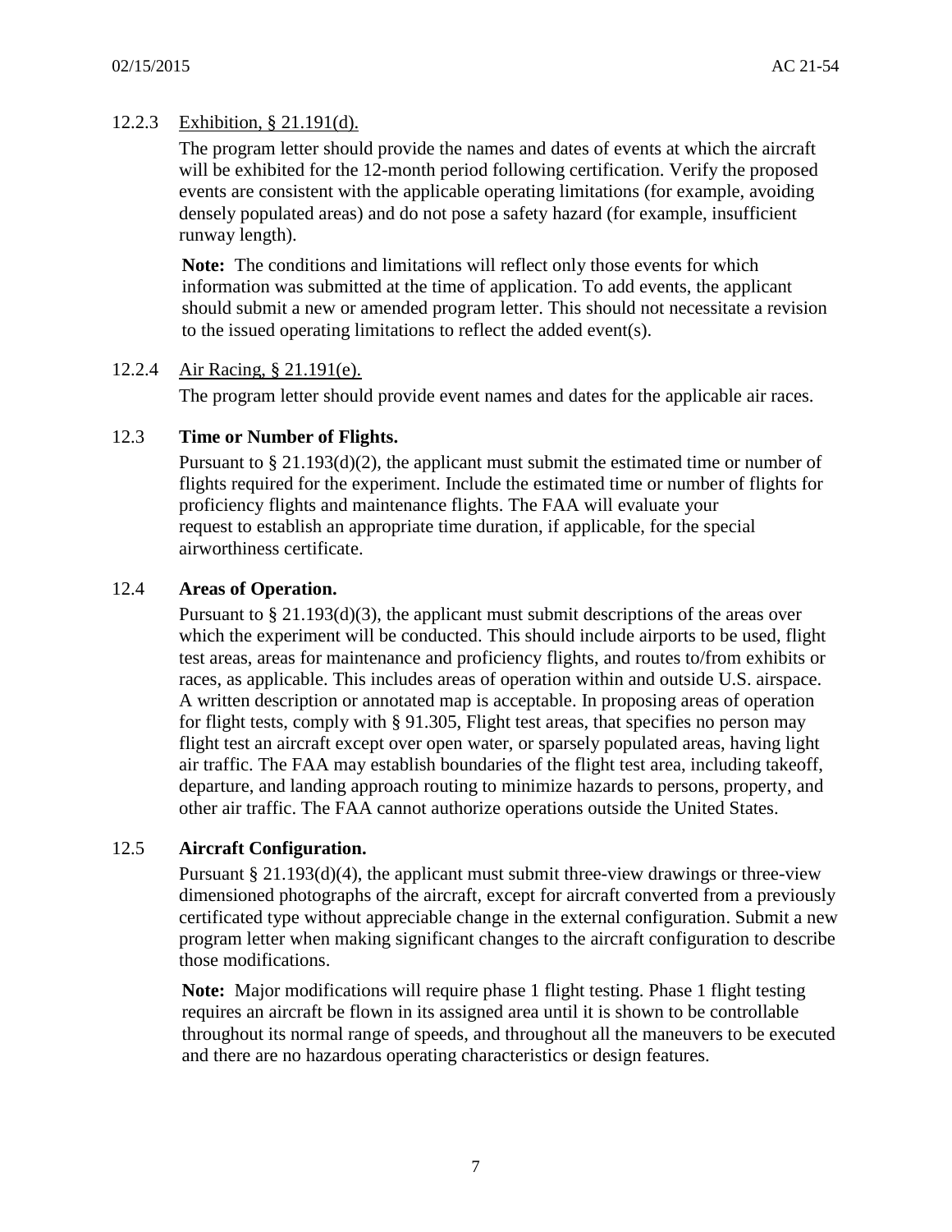#### 12.2.3 Exhibition, § 21.191(d).

The program letter should provide the names and dates of events at which the aircraft will be exhibited for the 12-month period following certification. Verify the proposed events are consistent with the applicable operating limitations (for example, avoiding densely populated areas) and do not pose a safety hazard (for example, insufficient runway length).

**Note:** The conditions and limitations will reflect only those events for which information was submitted at the time of application. To add events, the applicant should submit a new or amended program letter. This should not necessitate a revision to the issued operating limitations to reflect the added event(s).

#### 12.2.4 Air Racing, § 21.191(e).

The program letter should provide event names and dates for the applicable air races.

### 12.3 Time or Number of Flights.

Pursuant to § 21.193(d)(2), the applicant must submit the estimated time or number of flights required for the experiment. Include the estimated time or number of flights for proficiency flights and maintenance flights. The FAA will evaluate your request to establish an appropriate time duration, if applicable, for the special airworthiness certificate.

### 12.4 Areas of Operation.

Pursuant to § 21.193(d)(3), the applicant must submit descriptions of the areas over which the experiment will be conducted. This should include airports to be used, flight test areas, areas for maintenance and proficiency flights, and routes to/from exhibits or races, as applicable. This includes areas of operation within and outside U.S. airspace. A written description or annotated map is acceptable. In proposing areas of operation for flight tests, comply with § 91.305, Flight test areas, that specifies no person may flight test an aircraft except over open water, or sparsely populated areas, having light air traffic. The FAA may establish boundaries of the flight test area, including takeoff, departure, and landing approach routing to minimize hazards to persons, property, and other air traffic. The FAA cannot authorize operations outside the United States.

### 12.5 Aircraft Configuration.

Pursuant § 21.193(d)(4), the applicant must submit three-view drawings or three-view dimensioned photographs of the aircraft, except for aircraft converted from a previously certificated type without appreciable change in the external configuration. Submit a new program letter when making significant changes to the aircraft configuration to describe those modifications.

**Note:** Major modifications will require phase 1 flight testing. Phase 1 flight testing requires an aircraft be flown in its assigned area until it is shown to be controllable throughout its normal range of speeds, and throughout all the maneuvers to be executed and there are no hazardous operating characteristics or design features.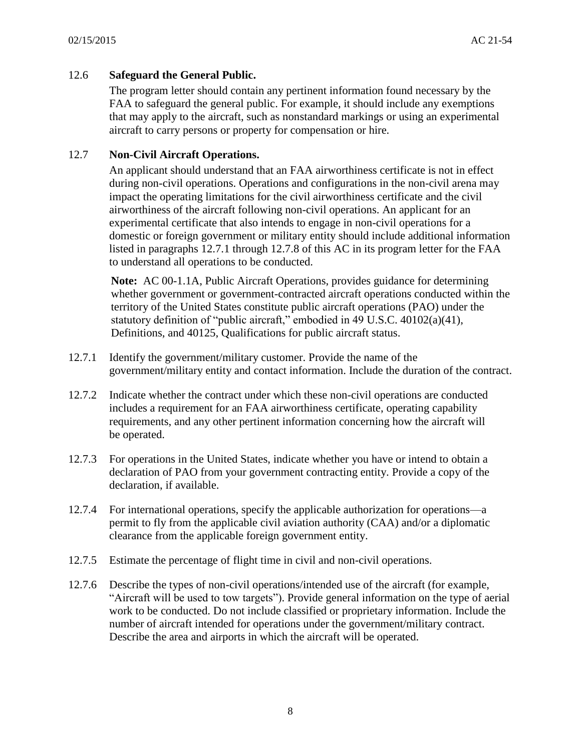## 12.6 **Safeguard the General Public.**

The program letter should contain any pertinent information found necessary by the FAA to safeguard the general public. For example, it should include any exemptions that may apply to the aircraft, such as nonstandard markings or using an experimental aircraft to carry persons or property for compensation or hire.

## 12.7 **Non-Civil Aircraft Operations.**

An applicant should understand that an FAA airworthiness certificate is not in effect during non-civil operations. Operations and configurations in the non-civil arena may impact the operating limitations for the civil airworthiness certificate and the civil airworthiness of the aircraft following non-civil operations. An applicant for an experimental certificate that also intends to engage in non-civil operations for a domestic or foreign government or military entity should include additional information listed in paragraphs 12.7.1 through 12.7.8 of this AC in its program letter for the FAA to understand all operations to be conducted.

**Note:** AC 00-1.1A, Public Aircraft Operations, provides guidance for determining whether government or government-contracted aircraft operations conducted within the territory of the United States constitute public aircraft operations (PAO) under the statutory definition of "public aircraft," embodied in 49 U.S.C. 40102(a)(41), Definitions, and 40125, Qualifications for public aircraft status.

12.7.1 Identify the government/military customer. Provide the name of the government/military entity and contact information. Include the duration of the contract.

12.7.2 Indicate whether the contract under which these non-civil operations are conducted includes a requirement for an FAA airworthiness certificate, operating capability requirements, and any other pertinent information concerning how the aircraft will be operated.

12.7.3 For operations in the United States, indicate whether you have or intend to obtain a declaration of PAO from your government contracting entity. Provide a copy of the declaration, if available.

12.7.4 For international operations, specify the applicable authorization for operations—a permit to fly from the applicable civil aviation authority (CAA) and/or a diplomatic clearance from the applicable foreign government entity.

12.7.5 Estimate the percentage of flight time in civil and non-civil operations.

12.7.6 Describe the types of non-civil operations/intended use of the aircraft (for example, "Aircraft will be used to tow targets"). Provide general information on the type of aerial work to be conducted. Do not include classified or proprietary information. Include the number of aircraft intended for operations under the government/military contract. Describe the area and airports in which the aircraft will be operated.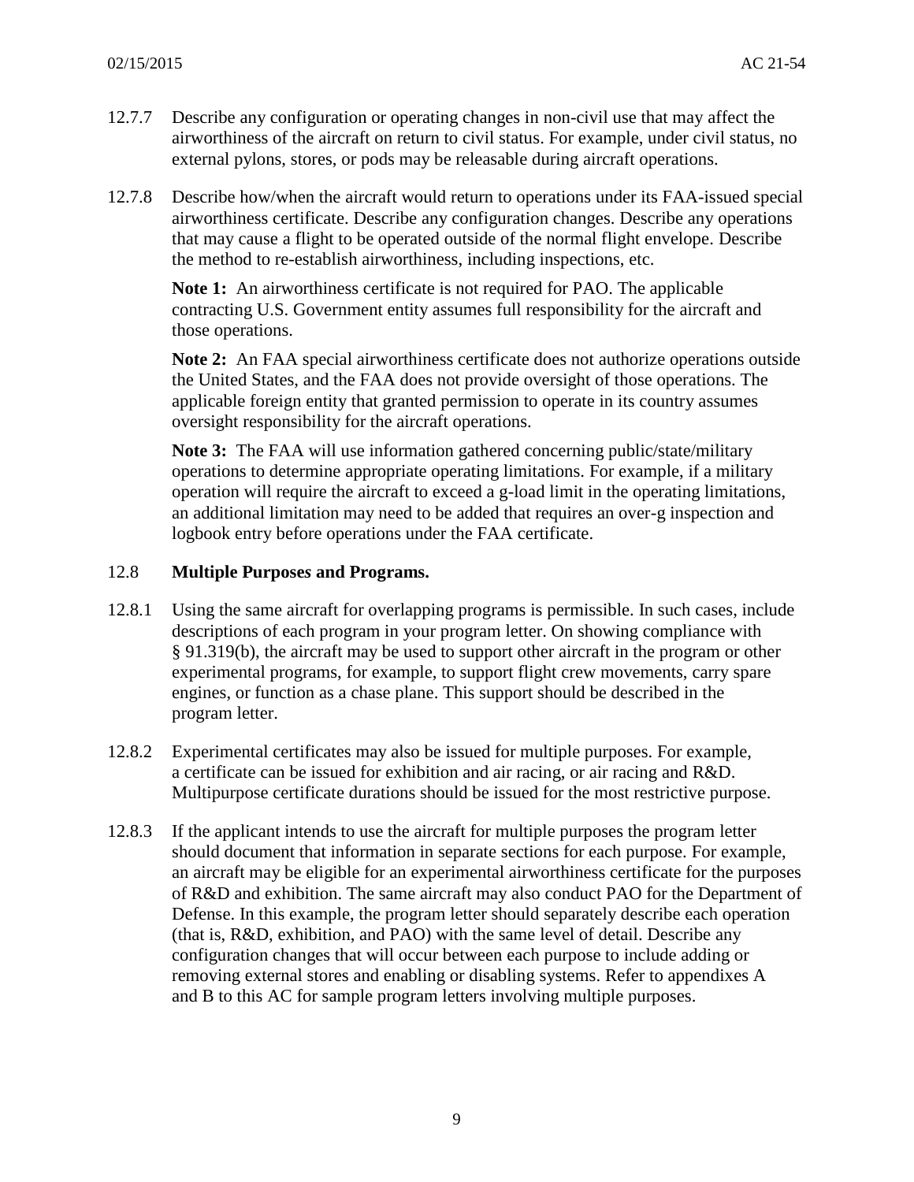12.7.7 Describe any configuration or operating changes in non-civil use that may affect the airworthiness of the aircraft on return to civil status. For example, under civil status, no external pylons, stores, or pods may be releasable during aircraft operations.

12.7.8 Describe how/when the aircraft would return to operations under its FAA-issued special airworthiness certificate. Describe any configuration changes. Describe any operations that may cause a flight to be operated outside of the normal flight envelope. Describe the method to re-establish airworthiness, including inspections, etc.

**Note 1:** An airworthiness certificate is not required for PAO. The applicable contracting U.S. Government entity assumes full responsibility for the aircraft and those operations.

**Note 2:** An FAA special airworthiness certificate does not authorize operations outside the United States, and the FAA does not provide oversight of those operations. The applicable foreign entity that granted permission to operate in its country assumes oversight responsibility for the aircraft operations.

**Note 3:** The FAA will use information gathered concerning public/state/military operations to determine appropriate operating limitations. For example, if a military operation will require the aircraft to exceed a g-load limit in the operating limitations, an additional limitation may need to be added that requires an over-g inspection and logbook entry before operations under the FAA certificate.

### 12.8 **Multiple Purpose*s* and Programs.**

12.8.1 Using the same aircraft for overlapping programs is permissible. In such cases, include descriptions of each program in your program letter. On showing compliance with § 91.319(b), the aircraft may be used to support other aircraft in the program or other experimental programs, for example, to support flight crew movements, carry spare engines, or function as a chase plane. This support should be described in the program letter.

12.8.2 Experimental certificates may also be issued for multiple purposes. For example, a certificate can be issued for exhibition and air racing, or air racing and R&D. Multipurpose certificate durations should be issued for the most restrictive purpose.

12.8.3 If the applicant intends to use the aircraft for multiple purposes the program letter should document that information in separate sections for each purpose. For example, an aircraft may be eligible for an experimental airworthiness certificate for the purposes of R&D and exhibition. The same aircraft may also conduct PAO for the Department of Defense. In this example, the program letter should separately describe each operation (that is, R&D, exhibition, and PAO) with the same level of detail. Describe any configuration changes that will occur between each purpose to include adding or removing external stores and enabling or disabling systems. Refer to appendixes A and B to this AC for sample program letters involving multiple purposes.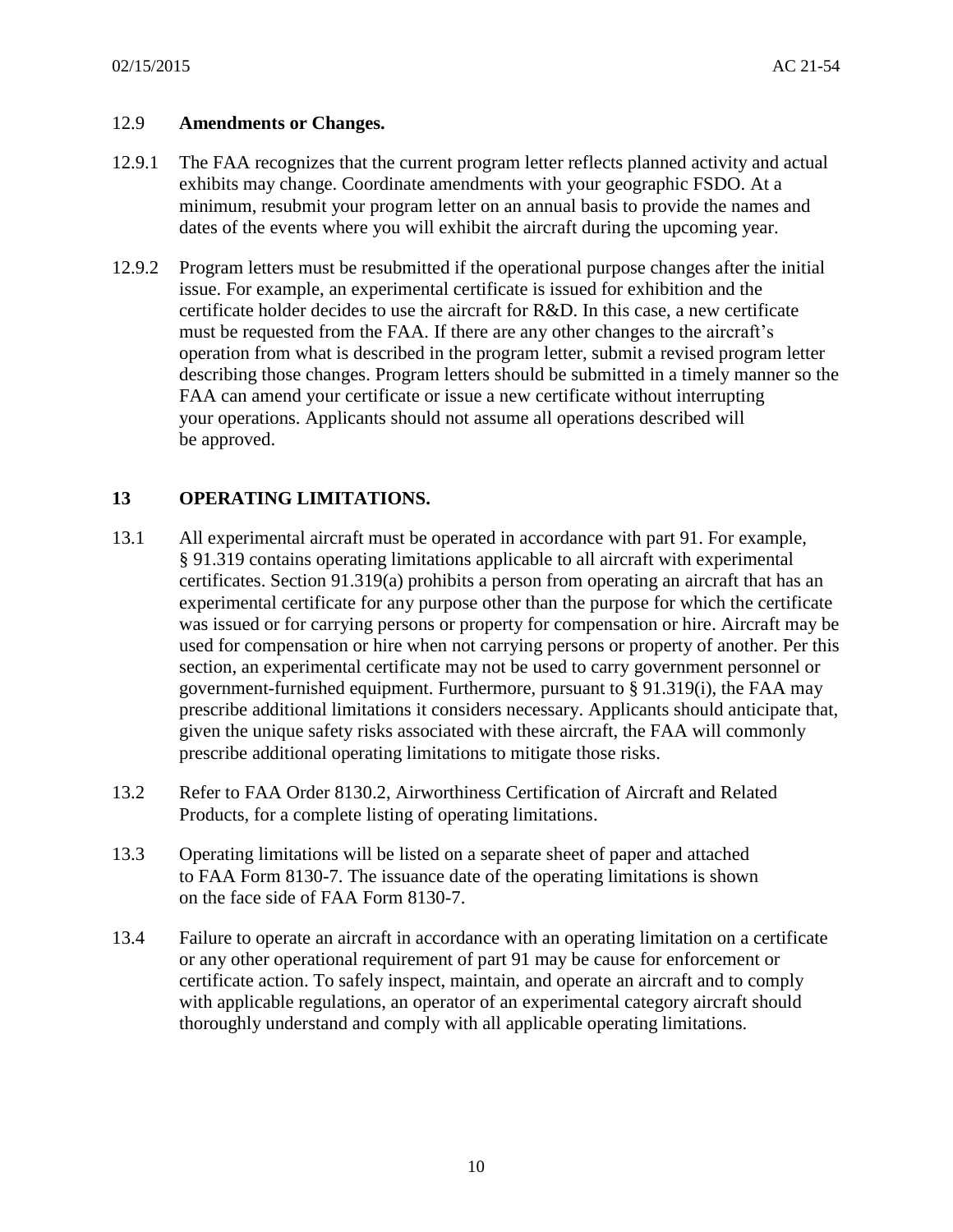### 12.9 Amendments or Changes.

12.9.1 The FAA recognizes that the current program letter reflects planned activity and actual exhibits may change. Coordinate amendments with your geographic FSDO. At a minimum, resubmit your program letter on an annual basis to provide the names and dates of the events where you will exhibit the aircraft during the upcoming year.

12.9.2 Program letters must be resubmitted if the operational purpose changes after the initial issue. For example, an experimental certificate is issued for exhibition and the certificate holder decides to use the aircraft for R&D. In this case, a new certificate must be requested from the FAA. If there are any other changes to the aircraft's operation from what is described in the program letter, submit a revised program letter describing those changes. Program letters should be submitted in a timely manner so the FAA can amend your certificate or issue a new certificate without interrupting your operations. Applicants should not assume all operations described will be approved.

## 13 OPERATING LIMITATIONS.

13.1 All experimental aircraft must be operated in accordance with part 91. For example, § 91.319 contains operating limitations applicable to all aircraft with experimental certificates. Section 91.319(a) prohibits a person from operating an aircraft that has an experimental certificate for any purpose other than the purpose for which the certificate was issued or for carrying persons or property for compensation or hire. Aircraft may be used for compensation or hire when not carrying persons or property of another. Per this section, an experimental certificate may not be used to carry government personnel or government-furnished equipment. Furthermore, pursuant to § 91.319(i), the FAA may prescribe additional limitations it considers necessary. Applicants should anticipate that, given the unique safety risks associated with these aircraft, the FAA will commonly prescribe additional operating limitations to mitigate those risks.

13.2 Refer to FAA Order 8130.2, Airworthiness Certification of Aircraft and Related Products, for a complete listing of operating limitations.

13.3 Operating limitations will be listed on a separate sheet of paper and attached to FAA Form 8130-7. The issuance date of the operating limitations is shown on the face side of FAA Form 8130-7.

13.4 Failure to operate an aircraft in accordance with an operating limitation on a certificate or any other operational requirement of part 91 may be cause for enforcement or certificate action. To safely inspect, maintain, and operate an aircraft and to comply with applicable regulations, an operator of an experimental category aircraft should thoroughly understand and comply with all applicable operating limitations.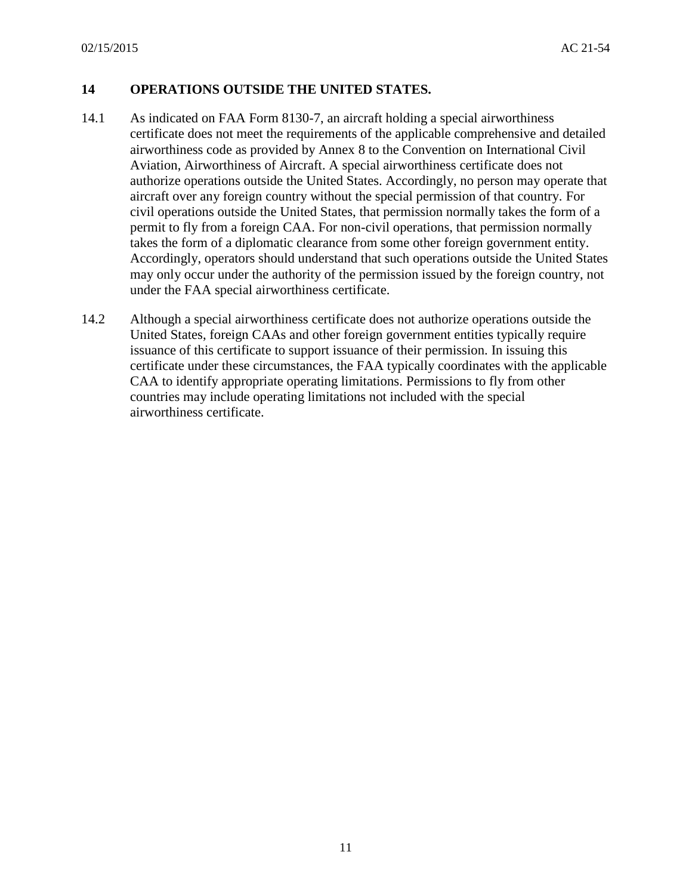## 14 OPERATIONS OUTSIDE THE UNITED STATES.

14.1 As indicated on FAA Form 8130-7, an aircraft holding a special airworthiness certificate does not meet the requirements of the applicable comprehensive and detailed airworthiness code as provided by Annex 8 to the Convention on International Civil Aviation, Airworthiness of Aircraft. A special airworthiness certificate does not authorize operations outside the United States. Accordingly, no person may operate that aircraft over any foreign country without the special permission of that country. For civil operations outside the United States, that permission normally takes the form of a permit to fly from a foreign CAA. For non-civil operations, that permission normally takes the form of a diplomatic clearance from some other foreign government entity. Accordingly, operators should understand that such operations outside the United States may only occur under the authority of the permission issued by the foreign country, not under the FAA special airworthiness certificate.

14.2 Although a special airworthiness certificate does not authorize operations outside the United States, foreign CAAs and other foreign government entities typically require issuance of this certificate to support issuance of their permission. In issuing this certificate under these circumstances, the FAA typically coordinates with the applicable CAA to identify appropriate operating limitations. Permissions to fly from other countries may include operating limitations not included with the special airworthiness certificate.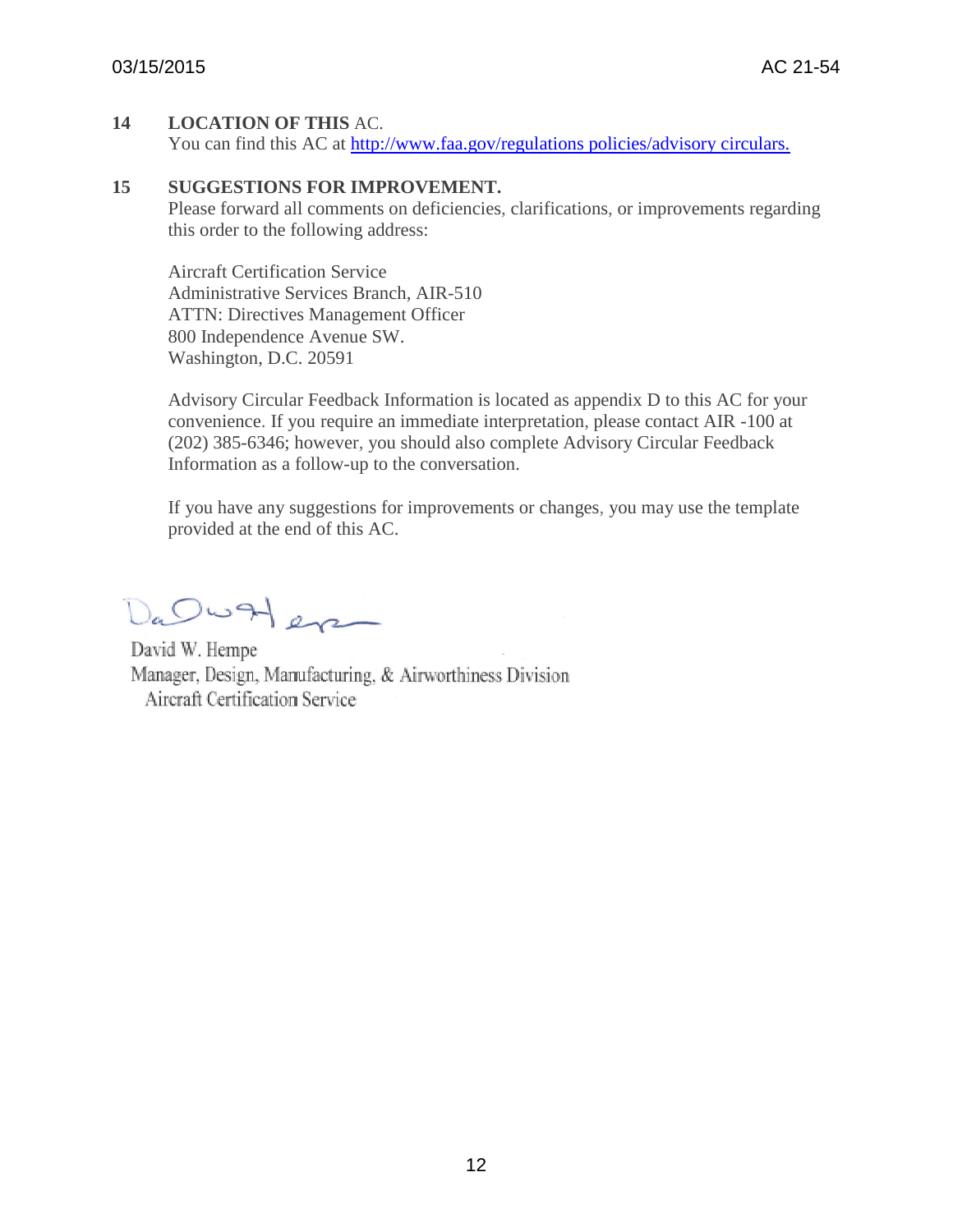## 14 LOCATION OF THIS AC.

You can find this AC at [http://www.faa.gov/regulations policies/advisory circulars.](http://www.faa.gov/regulations_policies/advisory_circulars)

## 15 SUGGESTIONS FOR IMPROVEMENT.

Please forward all comments on deficiencies, clarifications, or improvements regarding this order to the following address:

Aircraft Certification Service
Administrative Services Branch, AIR-510
ATTN: Directives Management Officer
800 Independence Avenue SW.
Washington, D.C. 20591

Advisory Circular Feedback Information is located as appendix D to this AC for your convenience. If you require an immediate interpretation, please contact AIR -100 at (202) 385-6346; however, you should also complete Advisory Circular Feedback Information as a follow-up to the conversation.

If you have any suggestions for improvements or changes, you may use the template provided at the end of this AC.

David W. Hempe
Manager, Design, Manufacturing, & Airworthiness Division
Aircraft Certification Service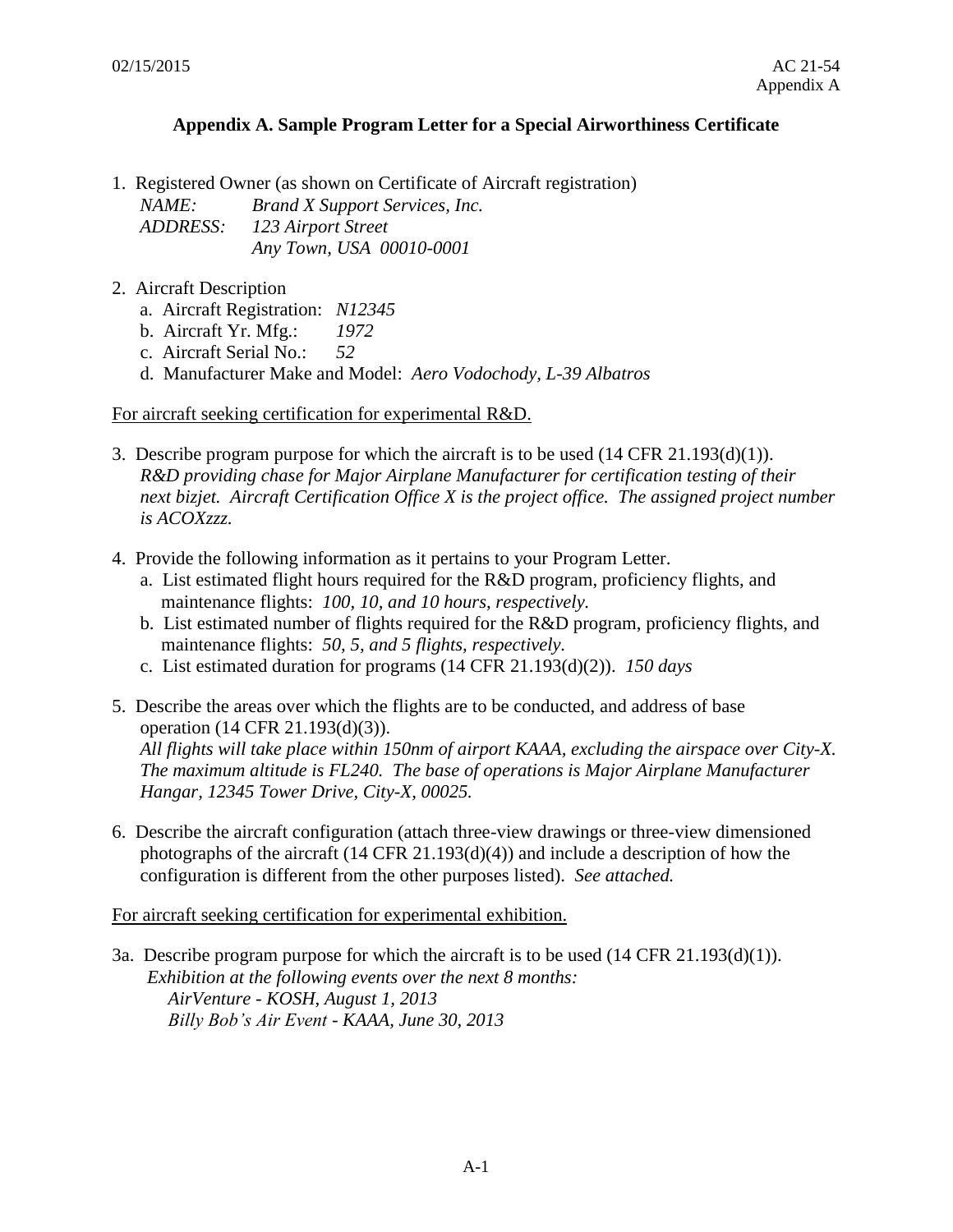## Appendix A. Sample Program Letter for a Special Airworthiness Certificate

1. Registered Owner (as shown on Certificate of Aircraft registration)
   *NAME:* *Brand X Support Services, Inc.*
   *ADDRESS:* *123 Airport Street*
   *Any Town, USA 00010-0001*

2. Aircraft Description
   a. Aircraft Registration: *N12345*
   b. Aircraft Yr. Mfg.: *1972*
   c. Aircraft Serial No.: *52*
   d. Manufacturer Make and Model: *Aero Vodochody, L-39 Albatros*

<u>For aircraft seeking certification for experimental R&D.</u>

3. Describe program purpose for which the aircraft is to be used (14 CFR 21.193(d)(1)).
   *R&D providing chase for Major Airplane Manufacturer for certification testing of their next bizjet. Aircraft Certification Office X is the project office. The assigned project number is ACOXzzz.*

4. Provide the following information as it pertains to your Program Letter.
   a. List estimated flight hours required for the R&D program, proficiency flights, and maintenance flights: *100, 10, and 10 hours, respectively.*
   b. List estimated number of flights required for the R&D program, proficiency flights, and maintenance flights: *50, 5, and 5 flights, respectively.*
   c. List estimated duration for programs (14 CFR 21.193(d)(2)). *150 days*

5. Describe the areas over which the flights are to be conducted, and address of base operation (14 CFR 21.193(d)(3)).
   *All flights will take place within 150nm of airport KAAA, excluding the airspace over City-X. The maximum altitude is FL240. The base of operations is Major Airplane Manufacturer Hangar, 12345 Tower Drive, City-X, 00025.*

6. Describe the aircraft configuration (attach three-view drawings or three-view dimensioned photographs of the aircraft (14 CFR 21.193(d)(4)) and include a description of how the configuration is different from the other purposes listed). *See attached.*

<u>For aircraft seeking certification for experimental exhibition.</u>

3a. Describe program purpose for which the aircraft is to be used (14 CFR 21.193(d)(1)).
   *Exhibition at the following events over the next 8 months:*
   *AirVenture - KOSH, August 1, 2013*
   *Billy Bob's Air Event - KAAA, June 30, 2013*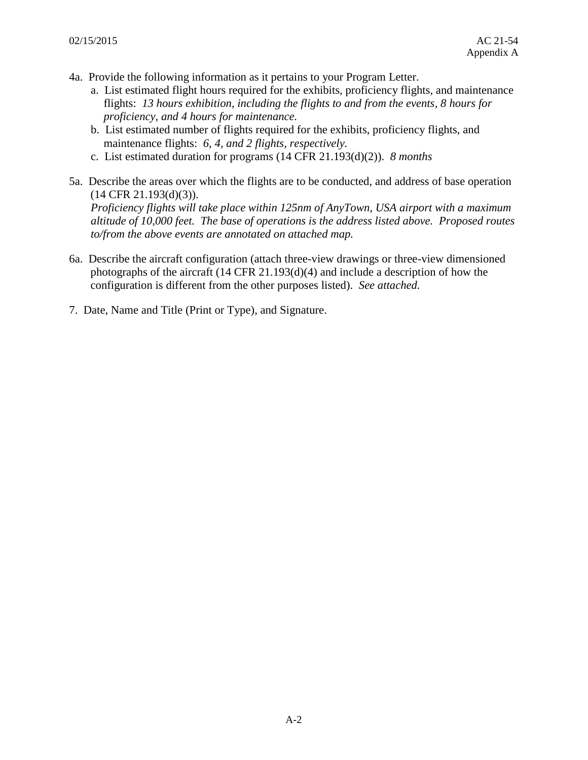4a. Provide the following information as it pertains to your Program Letter.

a. List estimated flight hours required for the exhibits, proficiency flights, and maintenance flights: *13 hours exhibition, including the flights to and from the events, 8 hours for proficiency, and 4 hours for maintenance.*

b. List estimated number of flights required for the exhibits, proficiency flights, and maintenance flights: *6, 4, and 2 flights, respectively.*

c. List estimated duration for programs (14 CFR 21.193(d)(2)). *8 months*

5a. Describe the areas over which the flights are to be conducted, and address of base operation (14 CFR 21.193(d)(3)).
*Proficiency flights will take place within 125nm of AnyTown, USA airport with a maximum altitude of 10,000 feet. The base of operations is the address listed above. Proposed routes to/from the above events are annotated on attached map.*

6a. Describe the aircraft configuration (attach three-view drawings or three-view dimensioned photographs of the aircraft (14 CFR 21.193(d)(4) and include a description of how the configuration is different from the other purposes listed). *See attached.*

7. Date, Name and Title (Print or Type), and Signature.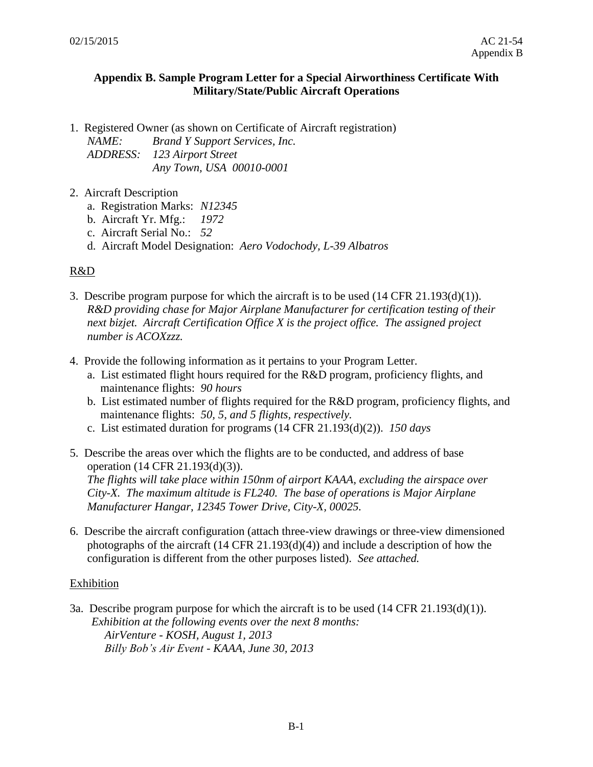# Appendix B. Sample Program Letter for a Special Airworthiness Certificate With Military/State/Public Aircraft Operations

1. Registered Owner (as shown on Certificate of Aircraft registration)
   *NAME:* *Brand Y Support Services, Inc.*
   *ADDRESS:* *123 Airport Street*
   *Any Town, USA 00010-0001*

2. Aircraft Description
   a. Registration Marks: *N12345*
   b. Aircraft Yr. Mfg.: *1972*
   c. Aircraft Serial No.: *52*
   d. Aircraft Model Designation: *Aero Vodochody, L-39 Albatros*

<u>R&D</u>

3. Describe program purpose for which the aircraft is to be used (14 CFR 21.193(d)(1)).
   *R&D providing chase for Major Airplane Manufacturer for certification testing of their next bizjet. Aircraft Certification Office X is the project office. The assigned project number is ACOXzzz.*

4. Provide the following information as it pertains to your Program Letter.
   a. List estimated flight hours required for the R&D program, proficiency flights, and maintenance flights: *90 hours*
   b. List estimated number of flights required for the R&D program, proficiency flights, and maintenance flights: *50, 5, and 5 flights, respectively.*
   c. List estimated duration for programs (14 CFR 21.193(d)(2)). *150 days*

5. Describe the areas over which the flights are to be conducted, and address of base operation (14 CFR 21.193(d)(3)).
   *The flights will take place within 150nm of airport KAAA, excluding the airspace over City-X. The maximum altitude is FL240. The base of operations is Major Airplane Manufacturer Hangar, 12345 Tower Drive, City-X, 00025.*

6. Describe the aircraft configuration (attach three-view drawings or three-view dimensioned photographs of the aircraft (14 CFR 21.193(d)(4)) and include a description of how the configuration is different from the other purposes listed). *See attached.*

<u>Exhibition</u>

3a. Describe program purpose for which the aircraft is to be used (14 CFR 21.193(d)(1)).
   *Exhibition at the following events over the next 8 months:*
   *AirVenture - KOSH, August 1, 2013*
   *Billy Bob's Air Event - KAAA, June 30, 2013*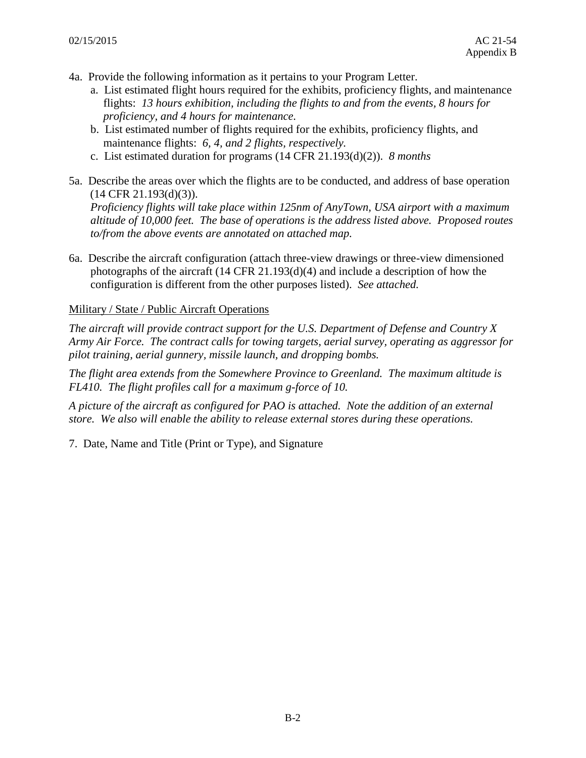4a. Provide the following information as it pertains to your Program Letter.

  a. List estimated flight hours required for the exhibits, proficiency flights, and maintenance flights: *13 hours exhibition, including the flights to and from the events, 8 hours for proficiency, and 4 hours for maintenance.*

  b. List estimated number of flights required for the exhibits, proficiency flights, and maintenance flights: *6, 4, and 2 flights, respectively.*

  c. List estimated duration for programs (14 CFR 21.193(d)(2)). *8 months*

5a. Describe the areas over which the flights are to be conducted, and address of base operation (14 CFR 21.193(d)(3)).
*Proficiency flights will take place within 125nm of AnyTown, USA airport with a maximum altitude of 10,000 feet. The base of operations is the address listed above. Proposed routes to/from the above events are annotated on attached map.*

6a. Describe the aircraft configuration (attach three-view drawings or three-view dimensioned photographs of the aircraft (14 CFR 21.193(d)(4) and include a description of how the configuration is different from the other purposes listed). *See attached.*

<u>Military / State / Public Aircraft Operations</u>

*The aircraft will provide contract support for the U.S. Department of Defense and Country X Army Air Force. The contract calls for towing targets, aerial survey, operating as aggressor for pilot training, aerial gunnery, missile launch, and dropping bombs.*

*The flight area extends from the Somewhere Province to Greenland. The maximum altitude is FL410. The flight profiles call for a maximum g-force of 10.*

*A picture of the aircraft as configured for PAO is attached. Note the addition of an external store. We also will enable the ability to release external stores during these operations.*

7. Date, Name and Title (Print or Type), and Signature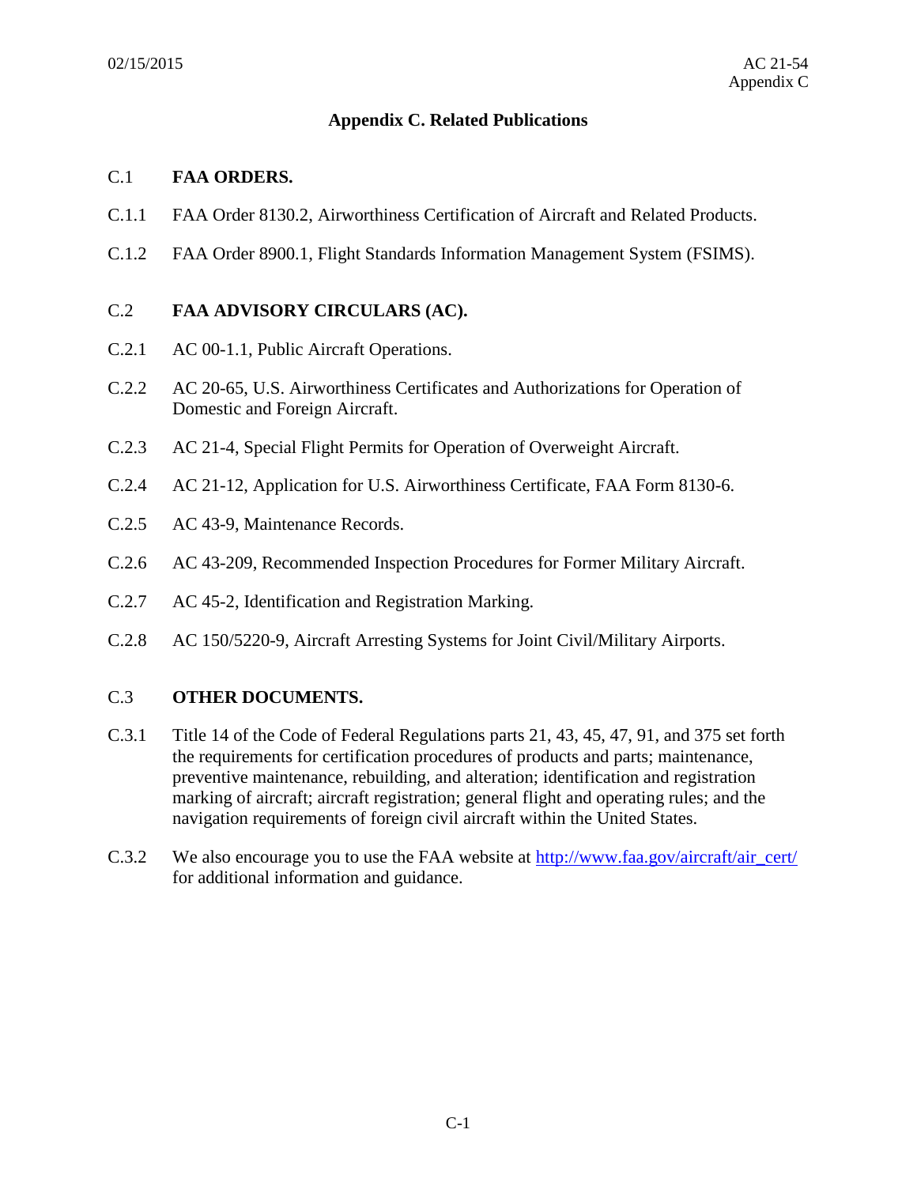# Appendix C. Related Publications

## C.1 FAA ORDERS.

C.1.1 FAA Order 8130.2, Airworthiness Certification of Aircraft and Related Products.

C.1.2 FAA Order 8900.1, Flight Standards Information Management System (FSIMS).

## C.2 FAA ADVISORY CIRCULARS (AC).

C.2.1 AC 00-1.1, Public Aircraft Operations.

C.2.2 AC 20-65, U.S. Airworthiness Certificates and Authorizations for Operation of Domestic and Foreign Aircraft.

C.2.3 AC 21-4, Special Flight Permits for Operation of Overweight Aircraft.

C.2.4 AC 21-12, Application for U.S. Airworthiness Certificate, FAA Form 8130-6.

C.2.5 AC 43-9, Maintenance Records.

C.2.6 AC 43-209, Recommended Inspection Procedures for Former Military Aircraft.

C.2.7 AC 45-2, Identification and Registration Marking.

C.2.8 AC 150/5220-9, Aircraft Arresting Systems for Joint Civil/Military Airports.

## C.3 OTHER DOCUMENTS.

C.3.1 Title 14 of the Code of Federal Regulations parts 21, 43, 45, 47, 91, and 375 set forth the requirements for certification procedures of products and parts; maintenance, preventive maintenance, rebuilding, and alteration; identification and registration marking of aircraft; aircraft registration; general flight and operating rules; and the navigation requirements of foreign civil aircraft within the United States.

C.3.2 We also encourage you to use the FAA website at http://www.faa.gov/aircraft/air_cert/ for additional information and guidance.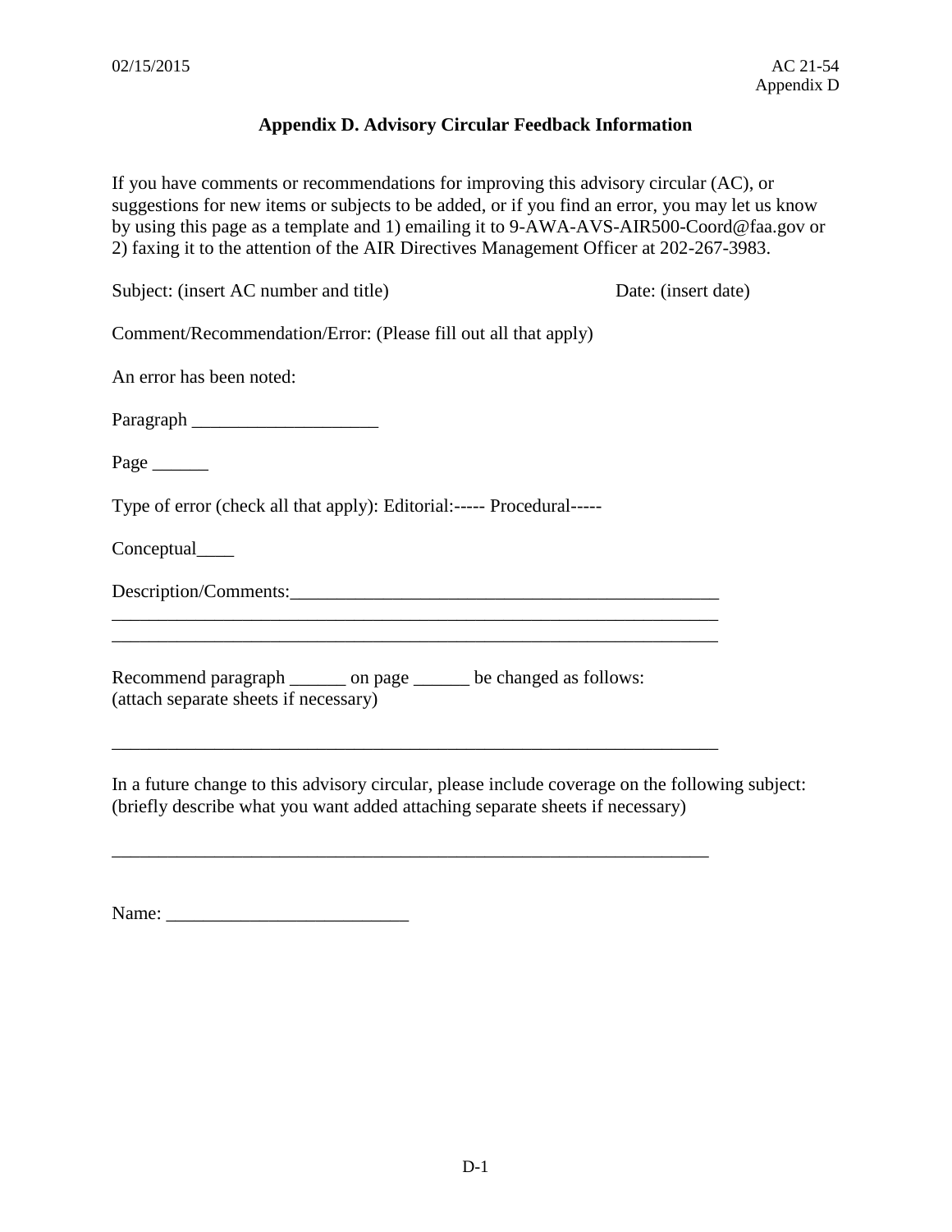# Appendix D. Advisory Circular Feedback Information

If you have comments or recommendations for improving this advisory circular (AC), or suggestions for new items or subjects to be added, or if you find an error, you may let us know by using this page as a template and 1) emailing it to 9-AWA-AVS-AIR500-Coord@faa.gov or 2) faxing it to the attention of the AIR Directives Management Officer at 202-267-3983.

Subject: (insert AC number and title) Date: (insert date)

Comment/Recommendation/Error: (Please fill out all that apply)

An error has been noted:

Paragraph ____________________

Page ______

Type of error (check all that apply): Editorial:----- Procedural-----

Conceptual____

Description/Comments:________________________________________________
____________________________________________________________________
____________________________________________________________________

Recommend paragraph ______ on page ______ be changed as follows:
(attach separate sheets if necessary)

____________________________________________________________________

In a future change to this advisory circular, please include coverage on the following subject:
(briefly describe what you want added attaching separate sheets if necessary)

___________________________________________________________________

Name: __________________________